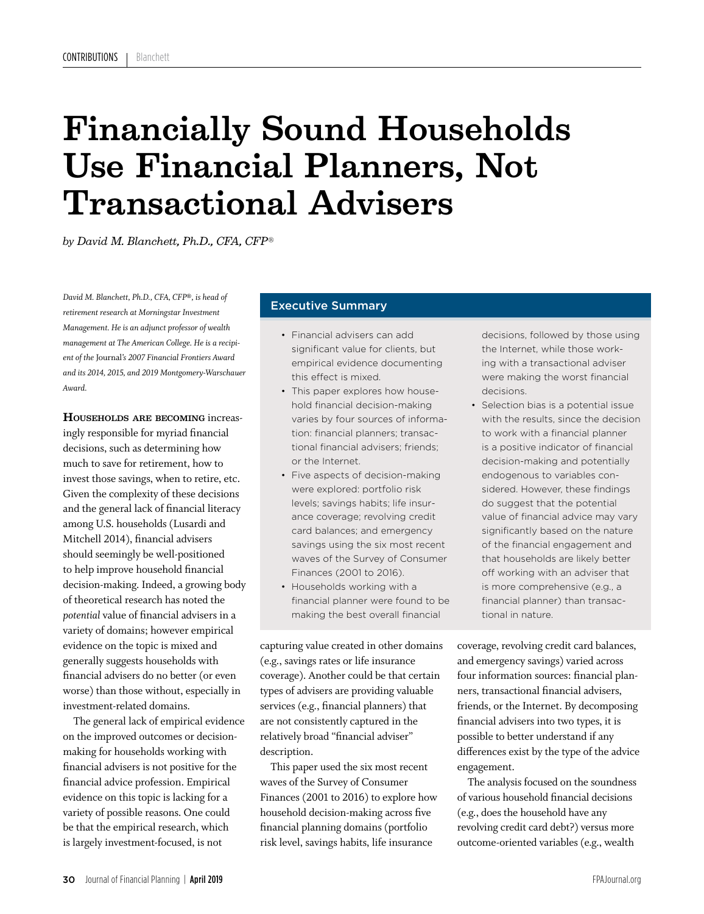# Financially Sound Households Use Financial Planners, Not Transactional Advisers

*by David M. Blanchett, Ph.D., CFA, CFP®*

*David M. Blanchett, Ph.D., CFA, CFP®, is head of retirement research at Morningstar Investment Management. He is an adjunct professor of wealth management at The American College. He is a recipient of the* Journal*'s 2007 Financial Frontiers Award and its 2014, 2015, and 2019 Montgomery-Warschauer Award.*

## Executive Summary

- Financial advisers can add significant value for clients, but empirical evidence documenting this effect is mixed.
- This paper explores how household financial decision-making varies by four sources of information: financial planners; transactional financial advisers; friends; or the Internet.
- Five aspects of decision-making were explored: portfolio risk levels; savings habits; life insurance coverage; revolving credit card balances; and emergency savings using the six most recent waves of the Survey of Consumer Finances (2001 to 2016).
- Households working with a financial planner were found to be making the best overall financial decisions, followed by those using the Internet, while those working with a transactional adviser were making the worst financial decisions.
- Selection bias is a potential issue with the results, since the decision to work with a financial planner is a positive indicator of financial decision-making and potentially endogenous to variables considered. However, these findings do suggest that the potential value of financial advice may vary significantly based on the nature of the financial engagement and that households are likely better off working with an adviser that is more comprehensive (e.g., a financial planner) than transactional in nature.

**Households are becoming** increasingly responsible for myriad financial decisions, such as determining how much to save for retirement, how to invest those savings, when to retire, etc. Given the complexity of these decisions and the general lack of financial literacy among U.S. households (Lusardi and Mitchell 2014), financial advisers should seemingly be well-positioned to help improve household financial decision-making. Indeed, a growing body of theoretical research has noted the *potential* value of financial advisers in a variety of domains; however empirical evidence on the topic is mixed and generally suggests households with financial advisers do no better (or even worse) than those without, especially in investment-related domains.

The general lack of empirical evidence on the improved outcomes or decision-making for households working with financial advisers is not positive for the financial advice profession. Empirical evidence on this topic is lacking for a variety of possible reasons. One could be that the empirical research, which is largely investment-focused, is not capturing value created in other domains (e.g., savings rates or life insurance coverage). Another could be that certain types of advisers are providing valuable services (e.g., financial planners) that are not consistently captured in the relatively broad "financial adviser" description.

This paper used the six most recent waves of the Survey of Consumer Finances (2001 to 2016) to explore how household decision-making across five financial planning domains (portfolio risk level, savings habits, life insurance coverage, revolving credit card balances, and emergency savings) varied across four information sources: financial planners, transactional financial advisers, friends, or the Internet. By decomposing financial advisers into two types, it is possible to better understand if any differences exist by the type of the advice engagement.

The analysis focused on the soundness of various household financial decisions (e.g., does the household have any revolving credit card debt?) versus more outcome-oriented variables (e.g., wealth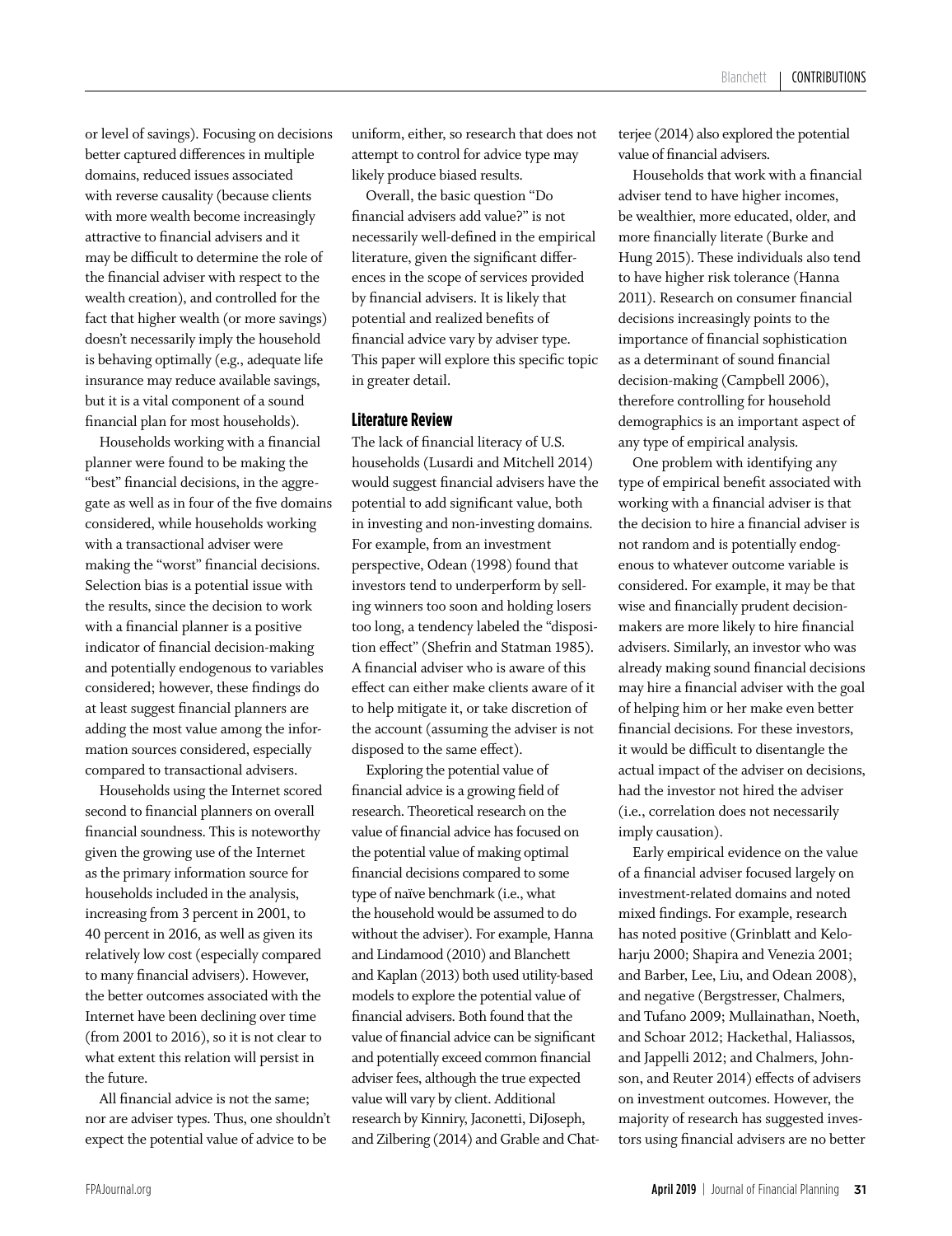or level of savings). Focusing on decisions better captured differences in multiple domains, reduced issues associated with reverse causality (because clients with more wealth become increasingly attractive to financial advisers and it may be difficult to determine the role of the financial adviser with respect to the wealth creation), and controlled for the fact that higher wealth (or more savings) doesn't necessarily imply the household is behaving optimally (e.g., adequate life insurance may reduce available savings, but it is a vital component of a sound financial plan for most households).

Households working with a financial planner were found to be making the "best" financial decisions, in the aggregate as well as in four of the five domains considered, while households working with a transactional adviser were making the "worst" financial decisions. Selection bias is a potential issue with the results, since the decision to work with a financial planner is a positive indicator of financial decision-making and potentially endogenous to variables considered; however, these findings do at least suggest financial planners are adding the most value among the information sources considered, especially compared to transactional advisers.

Households using the Internet scored second to financial planners on overall financial soundness. This is noteworthy given the growing use of the Internet as the primary information source for households included in the analysis, increasing from 3 percent in 2001, to 40 percent in 2016, as well as given its relatively low cost (especially compared to many financial advisers). However, the better outcomes associated with the Internet have been declining over time (from 2001 to 2016), so it is not clear to what extent this relation will persist in the future.

All financial advice is not the same; nor are adviser types. Thus, one shouldn't expect the potential value of advice to be uniform, either, so research that does not attempt to control for advice type may likely produce biased results.

Overall, the basic question "Do financial advisers add value?" is not necessarily well-defined in the empirical literature, given the significant differences in the scope of services provided by financial advisers. It is likely that potential and realized benefits of financial advice vary by adviser type. This paper will explore this specific topic in greater detail.

## Literature Review

The lack of financial literacy of U.S. households (Lusardi and Mitchell 2014) would suggest financial advisers have the potential to add significant value, both in investing and non-investing domains. For example, from an investment perspective, Odean (1998) found that investors tend to underperform by selling winners too soon and holding losers too long, a tendency labeled the "disposition effect" (Shefrin and Statman 1985). A financial adviser who is aware of this effect can either make clients aware of it to help mitigate it, or take discretion of the account (assuming the adviser is not disposed to the same effect).

Exploring the potential value of financial advice is a growing field of research. Theoretical research on the value of financial advice has focused on the potential value of making optimal financial decisions compared to some type of naïve benchmark (i.e., what the household would be assumed to do without the adviser). For example, Hanna and Lindamood (2010) and Blanchett and Kaplan (2013) both used utility-based models to explore the potential value of financial advisers. Both found that the value of financial advice can be significant and potentially exceed common financial adviser fees, although the true expected value will vary by client. Additional research by Kinniry, Jaconetti, DiJoseph, and Zilbering (2014) and Grable and Chatterjee (2014) also explored the potential value of financial advisers.

Households that work with a financial adviser tend to have higher incomes, be wealthier, more educated, older, and more financially literate (Burke and Hung 2015). These individuals also tend to have higher risk tolerance (Hanna 2011). Research on consumer financial decisions increasingly points to the importance of financial sophistication as a determinant of sound financial decision-making (Campbell 2006), therefore controlling for household demographics is an important aspect of any type of empirical analysis.

One problem with identifying any type of empirical benefit associated with working with a financial adviser is that the decision to hire a financial adviser is not random and is potentially endogenous to whatever outcome variable is considered. For example, it may be that wise and financially prudent decision-makers are more likely to hire financial advisers. Similarly, an investor who was already making sound financial decisions may hire a financial adviser with the goal of helping him or her make even better financial decisions. For these investors, it would be difficult to disentangle the actual impact of the adviser on decisions, had the investor not hired the adviser (i.e., correlation does not necessarily imply causation).

Early empirical evidence on the value of a financial adviser focused largely on investment-related domains and noted mixed findings. For example, research has noted positive (Grinblatt and Keloharju 2000; Shapira and Venezia 2001; and Barber, Lee, Liu, and Odean 2008), and negative (Bergstresser, Chalmers, and Tufano 2009; Mullainathan, Noeth, and Schoar 2012; Hackethal, Haliassos, and Jappelli 2012; and Chalmers, Johnson, and Reuter 2014) effects of advisers on investment outcomes. However, the majority of research has suggested investors using financial advisers are no better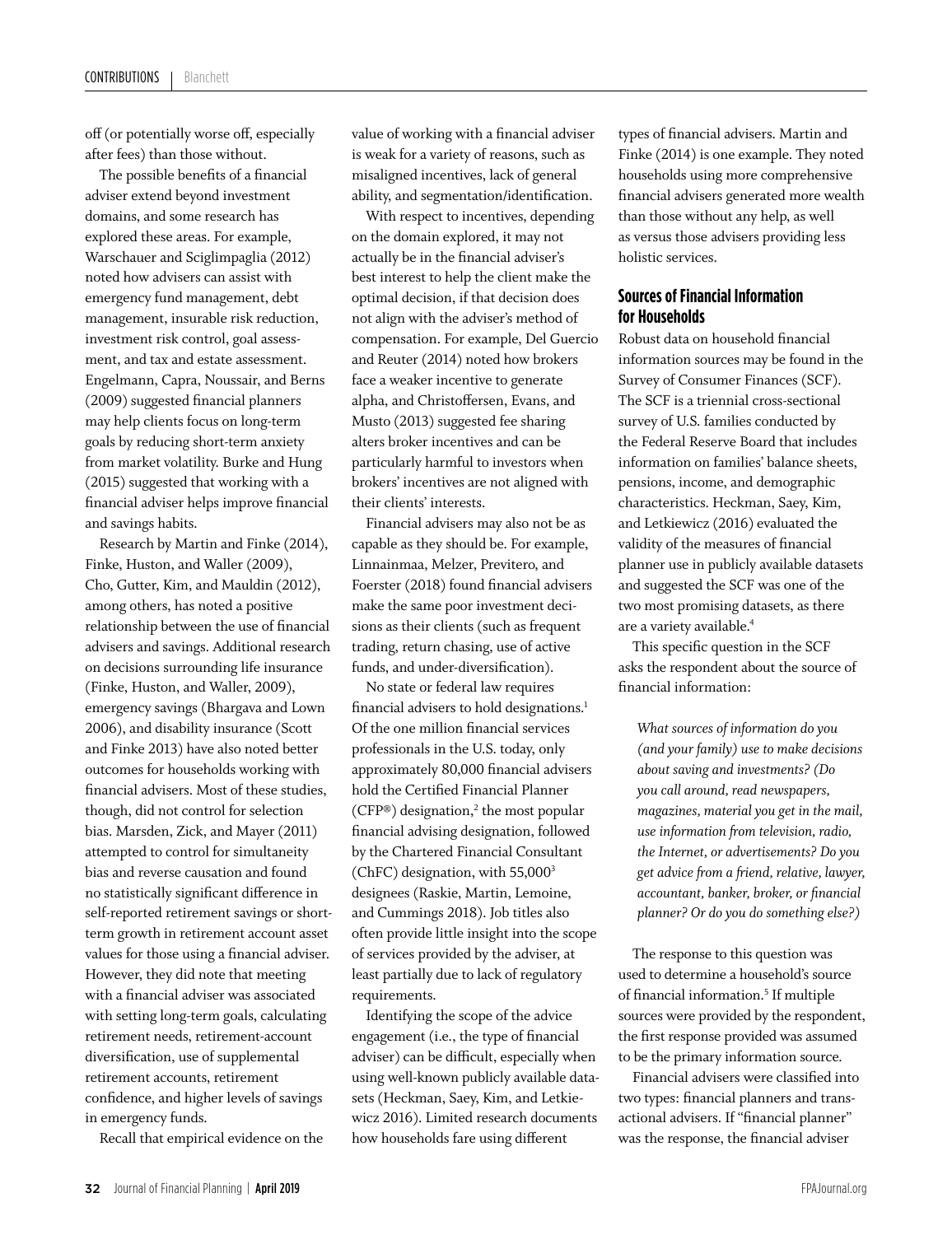off (or potentially worse off, especially after fees) than those without.

The possible benefits of a financial adviser extend beyond investment domains, and some research has explored these areas. For example, Warschauer and Sciglimpaglia (2012) noted how advisers can assist with emergency fund management, debt management, insurable risk reduction, investment risk control, goal assessment, and tax and estate assessment. Engelmann, Capra, Noussair, and Berns (2009) suggested financial planners may help clients focus on long-term goals by reducing short-term anxiety from market volatility. Burke and Hung (2015) suggested that working with a financial adviser helps improve financial and savings habits.

Research by Martin and Finke (2014), Finke, Huston, and Waller (2009), Cho, Gutter, Kim, and Mauldin (2012), among others, has noted a positive relationship between the use of financial advisers and savings. Additional research on decisions surrounding life insurance (Finke, Huston, and Waller, 2009), emergency savings (Bhargava and Lown 2006), and disability insurance (Scott and Finke 2013) have also noted better outcomes for households working with financial advisers. Most of these studies, though, did not control for selection bias. Marsden, Zick, and Mayer (2011) attempted to control for simultaneity bias and reverse causation and found no statistically significant difference in self-reported retirement savings or short-term growth in retirement account asset values for those using a financial adviser. However, they did note that meeting with a financial adviser was associated with setting long-term goals, calculating retirement needs, retirement-account diversification, use of supplemental retirement accounts, retirement confidence, and higher levels of savings in emergency funds.

Recall that empirical evidence on the value of working with a financial adviser is weak for a variety of reasons, such as misaligned incentives, lack of general ability, and segmentation/identification.

With respect to incentives, depending on the domain explored, it may not actually be in the financial adviser's best interest to help the client make the optimal decision, if that decision does not align with the adviser's method of compensation. For example, Del Guercio and Reuter (2014) noted how brokers face a weaker incentive to generate alpha, and Christoffersen, Evans, and Musto (2013) suggested fee sharing alters broker incentives and can be particularly harmful to investors when brokers' incentives are not aligned with their clients' interests.

Financial advisers may also not be as capable as they should be. For example, Linnainmaa, Melzer, Previtero, and Foerster (2018) found financial advisers make the same poor investment decisions as their clients (such as frequent trading, return chasing, use of active funds, and under-diversification).

No state or federal law requires financial advisers to hold designations.[1] Of the one million financial services professionals in the U.S. today, only approximately 80,000 financial advisers hold the Certified Financial Planner (CFP®) designation,[2] the most popular financial advising designation, followed by the Chartered Financial Consultant (ChFC) designation, with 55,000[3] designees (Raskie, Martin, Lemoine, and Cummings 2018). Job titles also often provide little insight into the scope of services provided by the adviser, at least partially due to lack of regulatory requirements.

Identifying the scope of the advice engagement (i.e., the type of financial adviser) can be difficult, especially when using well-known publicly available datasets (Heckman, Saey, Kim, and Letkiewicz 2016). Limited research documents how households fare using different types of financial advisers. Martin and Finke (2014) is one example. They noted households using more comprehensive financial advisers generated more wealth than those without any help, as well as versus those advisers providing less holistic services.

## Sources of Financial Information for Households

Robust data on household financial information sources may be found in the Survey of Consumer Finances (SCF). The SCF is a triennial cross-sectional survey of U.S. families conducted by the Federal Reserve Board that includes information on families' balance sheets, pensions, income, and demographic characteristics. Heckman, Saey, Kim, and Letkiewicz (2016) evaluated the validity of the measures of financial planner use in publicly available datasets and suggested the SCF was one of the two most promising datasets, as there are a variety available.[4]

This specific question in the SCF asks the respondent about the source of financial information:

> *What sources of information do you (and your family) use to make decisions about saving and investments? (Do you call around, read newspapers, magazines, material you get in the mail, use information from television, radio, the Internet, or advertisements? Do you get advice from a friend, relative, lawyer, accountant, banker, broker, or financial planner? Or do you do something else?)*

The response to this question was used to determine a household's source of financial information.[5] If multiple sources were provided by the respondent, the first response provided was assumed to be the primary information source.

Financial advisers were classified into two types: financial planners and transactional advisers. If "financial planner" was the response, the financial adviser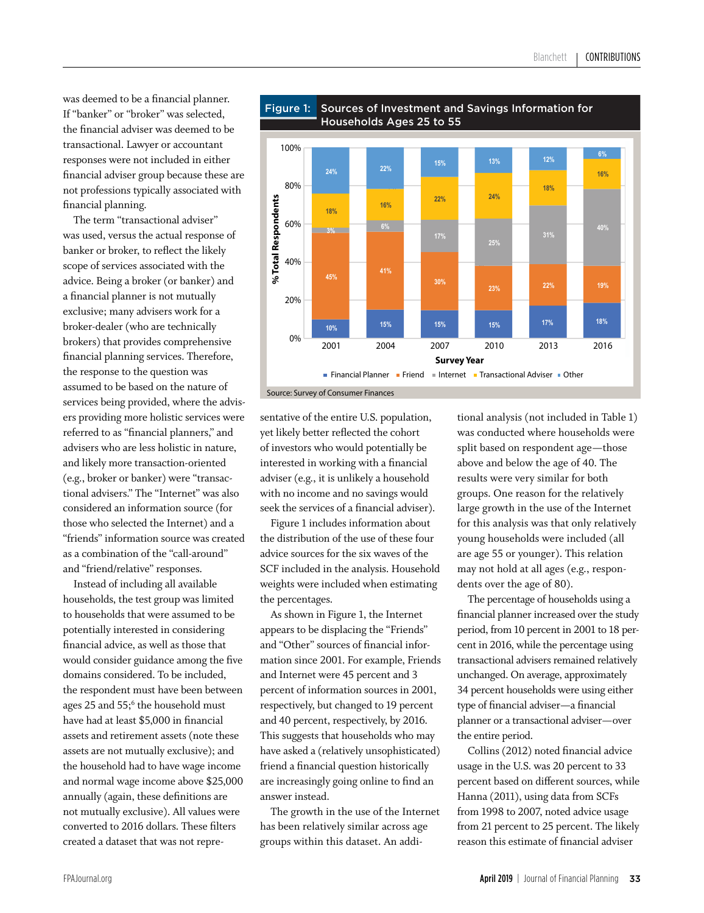was deemed to be a financial planner. If "banker" or "broker" was selected, the financial adviser was deemed to be transactional. Lawyer or accountant responses were not included in either financial adviser group because these are not professions typically associated with financial planning.

The term "transactional adviser" was used, versus the actual response of banker or broker, to reflect the likely scope of services associated with the advice. Being a broker (or banker) and a financial planner is not mutually exclusive; many advisers work for a broker-dealer (who are technically brokers) that provides comprehensive financial planning services. Therefore, the response to the question was assumed to be based on the nature of services being provided, where the advisers providing more holistic services were referred to as "financial planners," and advisers who are less holistic in nature, and likely more transaction-oriented (e.g., broker or banker) were "transactional advisers." The "Internet" was also considered an information source (for those who selected the Internet) and a "friends" information source was created as a combination of the "call-around" and "friend/relative" responses.

Instead of including all available households, the test group was limited to households that were assumed to be potentially interested in considering financial advice, as well as those that would consider guidance among the five domains considered. To be included, the respondent must have been between ages 25 and 55;[6] the household must have had at least $5,000 in financial assets and retirement assets (note these assets are not mutually exclusive); and the household had to have wage income and normal wage income above $25,000 annually (again, these definitions are not mutually exclusive). All values were converted to 2016 dollars. These filters created a dataset that was not representative of the entire U.S. population, yet likely better reflected the cohort of investors who would potentially be interested in working with a financial adviser (e.g., it is unlikely a household with no income and no savings would seek the services of a financial adviser).

**Figure 1: Sources of Investment and Savings Information for Households Ages 25 to 55**

% Total Respondents

100%
80%
60%
40%
20%
0%

2001: 10%, 45%, 3%, 18%, 24%
2004: 15%, 41%, 6%, 16%, 22%
2007: 15%, 30%, 17%, 22%, 15%
2010: 15%, 23%, 25%, 24%, 13%
2013: 17%, 22%, 31%, 18%, 12%
2016: 18%, 19%, 40%, 16%, 6%

Survey Year

Financial Planner, Friend, Internet, Transactional Adviser, Other

Source: Survey of Consumer Finances

Figure 1 includes information about the distribution of the use of these four advice sources for the six waves of the SCF included in the analysis. Household weights were included when estimating the percentages.

As shown in Figure 1, the Internet appears to be displacing the "Friends" and "Other" sources of financial information since 2001. For example, Friends and Internet were 45 percent and 3 percent of information sources in 2001, respectively, but changed to 19 percent and 40 percent, respectively, by 2016. This suggests that households who may have asked a (relatively unsophisticated) friend a financial question historically are increasingly going online to find an answer instead.

The growth in the use of the Internet has been relatively similar across age groups within this dataset. An additional analysis (not included in Table 1) was conducted where households were split based on respondent age—those above and below the age of 40. The results were very similar for both groups. One reason for the relatively large growth in the use of the Internet for this analysis was that only relatively young households were included (all are age 55 or younger). This relation may not hold at all ages (e.g., respondents over the age of 80).

The percentage of households using a financial planner increased over the study period, from 10 percent in 2001 to 18 percent in 2016, while the percentage using transactional advisers remained relatively unchanged. On average, approximately 34 percent households were using either type of financial adviser—a financial planner or a transactional adviser—over the entire period.

Collins (2012) noted financial advice usage in the U.S. was 20 percent to 33 percent based on different sources, while Hanna (2011), using data from SCFs from 1998 to 2007, noted advice usage from 21 percent to 25 percent. The likely reason this estimate of financial adviser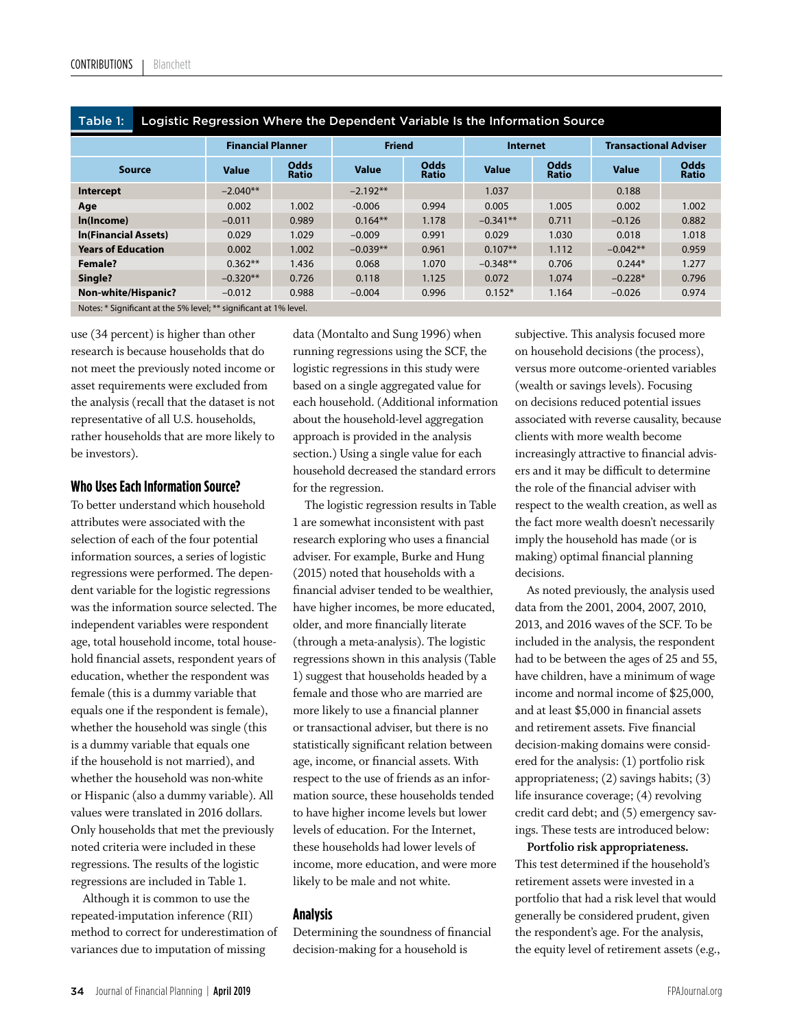**Table 1: Logistic Regression Where the Dependent Variable Is the Information Source**

| | Financial Planner | | Friend | | Internet | | Transactional Adviser | |
|---|---|---|---|---|---|---|---|---|
| **Source** | **Value** | **Odds Ratio** | **Value** | **Odds Ratio** | **Value** | **Odds Ratio** | **Value** | **Odds Ratio** |
| **Intercept** | −2.040** | | −2.192** | | 1.037 | | 0.188 | |
| **Age** | 0.002 | 1.002 | -0.006 | 0.994 | 0.005 | 1.005 | 0.002 | 1.002 |
| **ln(Income)** | −0.011 | 0.989 | 0.164** | 1.178 | −0.341** | 0.711 | −0.126 | 0.882 |
| **ln(Financial Assets)** | 0.029 | 1.029 | −0.009 | 0.991 | 0.029 | 1.030 | 0.018 | 1.018 |
| **Years of Education** | 0.002 | 1.002 | −0.039** | 0.961 | 0.107** | 1.112 | −0.042** | 0.959 |
| **Female?** | 0.362** | 1.436 | 0.068 | 1.070 | −0.348** | 0.706 | 0.244* | 1.277 |
| **Single?** | −0.320** | 0.726 | 0.118 | 1.125 | 0.072 | 1.074 | −0.228* | 0.796 |
| **Non-white/Hispanic?** | −0.012 | 0.988 | −0.004 | 0.996 | 0.152* | 1.164 | −0.026 | 0.974 |

Notes: * Significant at the 5% level; ** significant at 1% level.

use (34 percent) is higher than other research is because households that do not meet the previously noted income or asset requirements were excluded from the analysis (recall that the dataset is not representative of all U.S. households, rather households that are more likely to be investors).

## Who Uses Each Information Source?

To better understand which household attributes were associated with the selection of each of the four potential information sources, a series of logistic regressions were performed. The dependent variable for the logistic regressions was the information source selected. The independent variables were respondent age, total household income, total household financial assets, respondent years of education, whether the respondent was female (this is a dummy variable that equals one if the respondent is female), whether the household was single (this is a dummy variable that equals one if the household is not married), and whether the household was non-white or Hispanic (also a dummy variable). All values were translated in 2016 dollars. Only households that met the previously noted criteria were included in these regressions. The results of the logistic regressions are included in Table 1.

Although it is common to use the repeated-imputation inference (RII) method to correct for underestimation of variances due to imputation of missing data (Montalto and Sung 1996) when running regressions using the SCF, the logistic regressions in this study were based on a single aggregated value for each household. (Additional information about the household-level aggregation approach is provided in the analysis section.) Using a single value for each household decreased the standard errors for the regression.

The logistic regression results in Table 1 are somewhat inconsistent with past research exploring who uses a financial adviser. For example, Burke and Hung (2015) noted that households with a financial adviser tended to be wealthier, have higher incomes, be more educated, older, and more financially literate (through a meta-analysis). The logistic regressions shown in this analysis (Table 1) suggest that households headed by a female and those who are married are more likely to use a financial planner or transactional adviser, but there is no statistically significant relation between age, income, or financial assets. With respect to the use of friends as an information source, these households tended to have higher income levels but lower levels of education. For the Internet, these households had lower levels of income, more education, and were more likely to be male and not white.

## Analysis

Determining the soundness of financial decision-making for a household is subjective. This analysis focused more on household decisions (the process), versus more outcome-oriented variables (wealth or savings levels). Focusing on decisions reduced potential issues associated with reverse causality, because clients with more wealth become increasingly attractive to financial advisers and it may be difficult to determine the role of the financial adviser with respect to the wealth creation, as well as the fact more wealth doesn't necessarily imply the household has made (or is making) optimal financial planning decisions.

As noted previously, the analysis used data from the 2001, 2004, 2007, 2010, 2013, and 2016 waves of the SCF. To be included in the analysis, the respondent had to be between the ages of 25 and 55, have children, have a minimum of wage income and normal income of $25,000, and at least $5,000 in financial assets and retirement assets. Five financial decision-making domains were considered for the analysis: (1) portfolio risk appropriateness; (2) savings habits; (3) life insurance coverage; (4) revolving credit card debt; and (5) emergency savings. These tests are introduced below:

**Portfolio risk appropriateness.** This test determined if the household's retirement assets were invested in a portfolio that had a risk level that would generally be considered prudent, given the respondent's age. For the analysis, the equity level of retirement assets (e.g.,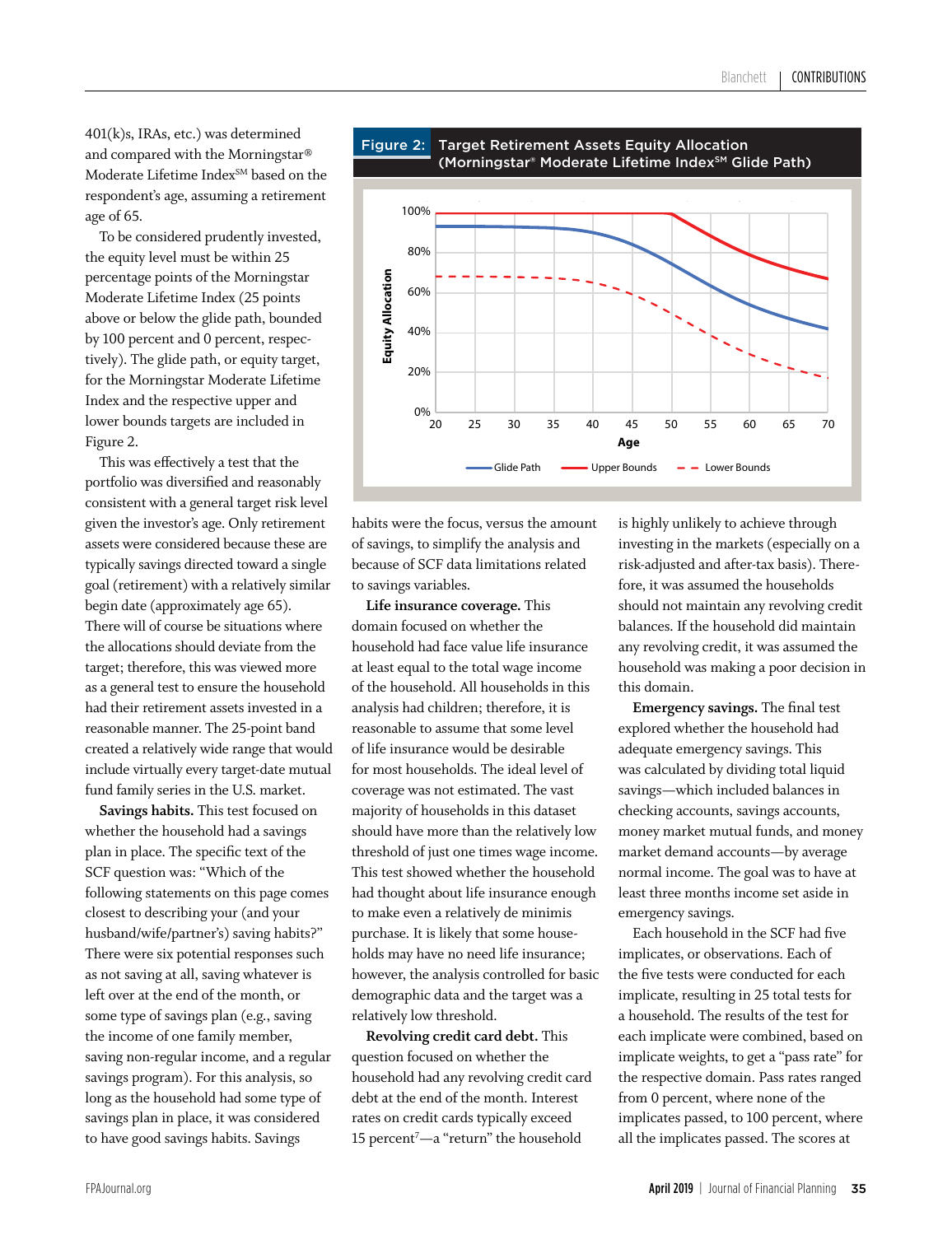401(k)s, IRAs, etc.) was determined and compared with the Morningstar® Moderate Lifetime Index℠ based on the respondent's age, assuming a retirement age of 65.

To be considered prudently invested, the equity level must be within 25 percentage points of the Morningstar Moderate Lifetime Index (25 points above or below the glide path, bounded by 100 percent and 0 percent, respectively). The glide path, or equity target, for the Morningstar Moderate Lifetime Index and the respective upper and lower bounds targets are included in Figure 2.

This was effectively a test that the portfolio was diversified and reasonably consistent with a general target risk level given the investor's age. Only retirement assets were considered because these are typically savings directed toward a single goal (retirement) with a relatively similar begin date (approximately age 65). There will of course be situations where the allocations should deviate from the target; therefore, this was viewed more as a general test to ensure the household had their retirement assets invested in a reasonable manner. The 25-point band created a relatively wide range that would include virtually every target-date mutual fund family series in the U.S. market.

**Figure 2: Target Retirement Assets Equity Allocation (Morningstar® Moderate Lifetime Index℠ Glide Path)**

Equity Allocation
100%
80%
60%
40%
20%
0%
20 25 30 35 40 45 50 55 60 65 70
Age
Glide Path
Upper Bounds
Lower Bounds

**Savings habits.** This test focused on whether the household had a savings plan in place. The specific text of the SCF question was: "Which of the following statements on this page comes closest to describing your (and your husband/wife/partner's) saving habits?" There were six potential responses such as not saving at all, saving whatever is left over at the end of the month, or some type of savings plan (e.g., saving the income of one family member, saving non-regular income, and a regular savings program). For this analysis, so long as the household had some type of savings plan in place, it was considered to have good savings habits. Savings habits were the focus, versus the amount of savings, to simplify the analysis and because of SCF data limitations related to savings variables.

**Life insurance coverage.** This domain focused on whether the household had face value life insurance at least equal to the total wage income of the household. All households in this analysis had children; therefore, it is reasonable to assume that some level of life insurance would be desirable for most households. The ideal level of coverage was not estimated. The vast majority of households in this dataset should have more than the relatively low threshold of just one times wage income. This test showed whether the household had thought about life insurance enough to make even a relatively de minimis purchase. It is likely that some households may have no need life insurance; however, the analysis controlled for basic demographic data and the target was a relatively low threshold.

**Revolving credit card debt.** This question focused on whether the household had any revolving credit card debt at the end of the month. Interest rates on credit cards typically exceed 15 percent[7]—a "return" the household is highly unlikely to achieve through investing in the markets (especially on a risk-adjusted and after-tax basis). Therefore, it was assumed the households should not maintain any revolving credit balances. If the household did maintain any revolving credit, it was assumed the household was making a poor decision in this domain.

**Emergency savings.** The final test explored whether the household had adequate emergency savings. This was calculated by dividing total liquid savings—which included balances in checking accounts, savings accounts, money market mutual funds, and money market demand accounts—by average normal income. The goal was to have at least three months income set aside in emergency savings.

Each household in the SCF had five implicates, or observations. Each of the five tests were conducted for each implicate, resulting in 25 total tests for a household. The results of the test for each implicate were combined, based on implicate weights, to get a "pass rate" for the respective domain. Pass rates ranged from 0 percent, where none of the implicates passed, to 100 percent, where all the implicates passed. The scores at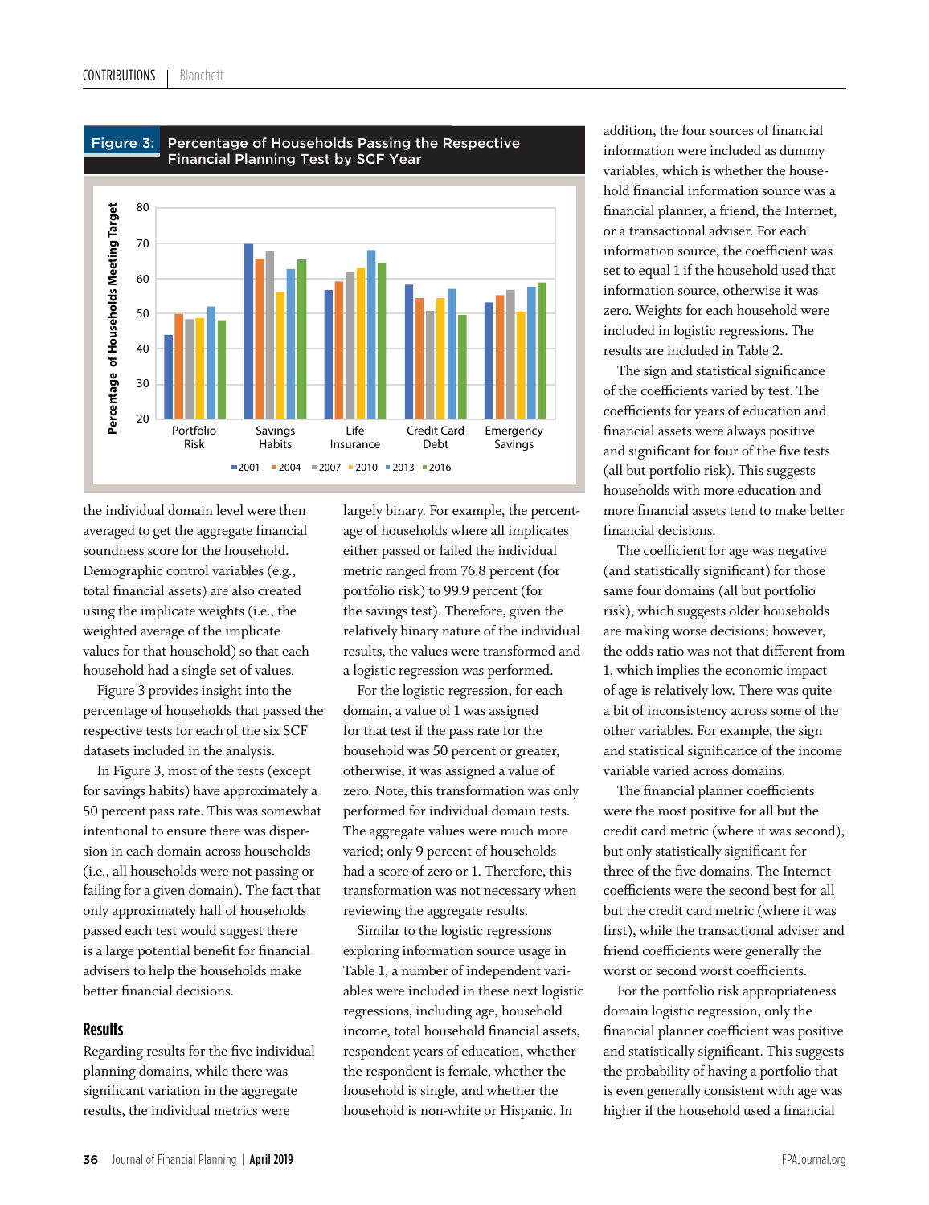**Figure 3: Percentage of Households Passing the Respective Financial Planning Test by SCF Year**

the individual domain level were then averaged to get the aggregate financial soundness score for the household. Demographic control variables (e.g., total financial assets) are also created using the implicate weights (i.e., the weighted average of the implicate values for that household) so that each household had a single set of values.

Figure 3 provides insight into the percentage of households that passed the respective tests for each of the six SCF datasets included in the analysis.

In Figure 3, most of the tests (except for savings habits) have approximately a 50 percent pass rate. This was somewhat intentional to ensure there was dispersion in each domain across households (i.e., all households were not passing or failing for a given domain). The fact that only approximately half of households passed each test would suggest there is a large potential benefit for financial advisers to help the households make better financial decisions.

## Results

Regarding results for the five individual planning domains, while there was significant variation in the aggregate results, the individual metrics were largely binary. For example, the percentage of households where all implicates either passed or failed the individual metric ranged from 76.8 percent (for portfolio risk) to 99.9 percent (for the savings test). Therefore, given the relatively binary nature of the individual results, the values were transformed and a logistic regression was performed.

For the logistic regression, for each domain, a value of 1 was assigned for that test if the pass rate for the household was 50 percent or greater, otherwise, it was assigned a value of zero. Note, this transformation was only performed for individual domain tests. The aggregate values were much more varied; only 9 percent of households had a score of zero or 1. Therefore, this transformation was not necessary when reviewing the aggregate results.

Similar to the logistic regressions exploring information source usage in Table 1, a number of independent variables were included in these next logistic regressions, including age, household income, total household financial assets, respondent years of education, whether the respondent is female, whether the household is single, and whether the household is non-white or Hispanic. In addition, the four sources of financial information were included as dummy variables, which is whether the household financial information source was a financial planner, a friend, the Internet, or a transactional adviser. For each information source, the coefficient was set to equal 1 if the household used that information source, otherwise it was zero. Weights for each household were included in logistic regressions. The results are included in Table 2.

The sign and statistical significance of the coefficients varied by test. The coefficients for years of education and financial assets were always positive and significant for four of the five tests (all but portfolio risk). This suggests households with more education and more financial assets tend to make better financial decisions.

The coefficient for age was negative (and statistically significant) for those same four domains (all but portfolio risk), which suggests older households are making worse decisions; however, the odds ratio was not that different from 1, which implies the economic impact of age is relatively low. There was quite a bit of inconsistency across some of the other variables. For example, the sign and statistical significance of the income variable varied across domains.

The financial planner coefficients were the most positive for all but the credit card metric (where it was second), but only statistically significant for three of the five domains. The Internet coefficients were the second best for all but the credit card metric (where it was first), while the transactional adviser and friend coefficients were generally the worst or second worst coefficients.

For the portfolio risk appropriateness domain logistic regression, only the financial planner coefficient was positive and statistically significant. This suggests the probability of having a portfolio that is even generally consistent with age was higher if the household used a financial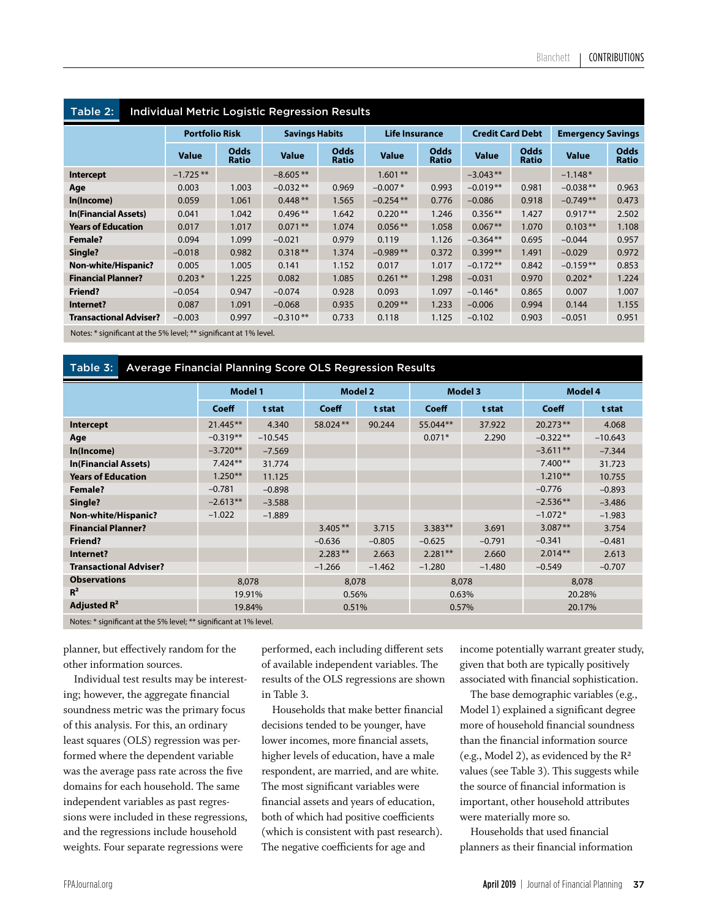**Table 2: Individual Metric Logistic Regression Results**

| | Portfolio Risk | | Savings Habits | | Life Insurance | | Credit Card Debt | | Emergency Savings | |
|---|---|---|---|---|---|---|---|---|---|---|
| | Value | Odds Ratio | Value | Odds Ratio | Value | Odds Ratio | Value | Odds Ratio | Value | Odds Ratio |
| **Intercept** | −1.725 ** | | −8.605 ** | | 1.601 ** | | −3.043 ** | | −1.148 * | |
| **Age** | 0.003 | 1.003 | −0.032 ** | 0.969 | −0.007 * | 0.993 | −0.019 ** | 0.981 | −0.038 ** | 0.963 |
| **ln(Income)** | 0.059 | 1.061 | 0.448 ** | 1.565 | −0.254 ** | 0.776 | −0.086 | 0.918 | −0.749 ** | 0.473 |
| **ln(Financial Assets)** | 0.041 | 1.042 | 0.496 ** | 1.642 | 0.220 ** | 1.246 | 0.356 ** | 1.427 | 0.917 ** | 2.502 |
| **Years of Education** | 0.017 | 1.017 | 0.071 ** | 1.074 | 0.056 ** | 1.058 | 0.067 ** | 1.070 | 0.103 ** | 1.108 |
| **Female?** | 0.094 | 1.099 | −0.021 | 0.979 | 0.119 | 1.126 | −0.364 ** | 0.695 | −0.044 | 0.957 |
| **Single?** | −0.018 | 0.982 | 0.318 ** | 1.374 | −0.989 ** | 0.372 | 0.399 ** | 1.491 | −0.029 | 0.972 |
| **Non-white/Hispanic?** | 0.005 | 1.005 | 0.141 | 1.152 | 0.017 | 1.017 | −0.172 ** | 0.842 | −0.159 ** | 0.853 |
| **Financial Planner?** | 0.203 * | 1.225 | 0.082 | 1.085 | 0.261 ** | 1.298 | −0.031 | 0.970 | 0.202 * | 1.224 |
| **Friend?** | −0.054 | 0.947 | −0.074 | 0.928 | 0.093 | 1.097 | −0.146 * | 0.865 | 0.007 | 1.007 |
| **Internet?** | 0.087 | 1.091 | −0.068 | 0.935 | 0.209 ** | 1.233 | −0.006 | 0.994 | 0.144 | 1.155 |
| **Transactional Adviser?** | −0.003 | 0.997 | −0.310 ** | 0.733 | 0.118 | 1.125 | −0.102 | 0.903 | −0.051 | 0.951 |

Notes: * significant at the 5% level; ** significant at 1% level.

**Table 3: Average Financial Planning Score OLS Regression Results**

| | Model 1 | | Model 2 | | Model 3 | | Model 4 | |
|---|---|---|---|---|---|---|---|---|
| | Coeff | t stat | Coeff | t stat | Coeff | t stat | Coeff | t stat |
| **Intercept** | 21.445** | 4.340 | 58.024 ** | 90.244 | 55.044** | 37.922 | 20.273 ** | 4.068 |
| **Age** | −0.319** | −10.545 | | | 0.071* | 2.290 | −0.322 ** | −10.643 |
| **ln(Income)** | −3.720** | −7.569 | | | | | −3.611 ** | −7.344 |
| **ln(Financial Assets)** | 7.424** | 31.774 | | | | | 7.400 ** | 31.723 |
| **Years of Education** | 1.250** | 11.125 | | | | | 1.210 ** | 10.755 |
| **Female?** | −0.781 | −0.898 | | | | | −0.776 | −0.893 |
| **Single?** | −2.613** | −3.588 | | | | | −2.536 ** | −3.486 |
| **Non-white/Hispanic?** | −1.022 | −1.889 | | | | | −1.072 * | −1.983 |
| **Financial Planner?** | | | 3.405 ** | 3.715 | 3.383** | 3.691 | 3.087 ** | 3.754 |
| **Friend?** | | | −0.636 | −0.805 | −0.625 | −0.791 | −0.341 | −0.481 |
| **Internet?** | | | 2.283 ** | 2.663 | 2.281** | 2.660 | 2.014 ** | 2.613 |
| **Transactional Adviser?** | | | −1.266 | −1.462 | −1.280 | −1.480 | −0.549 | −0.707 |
| **Observations** | 8,078 | | 8,078 | | 8,078 | | 8,078 | |
| **$R^2$** | 19.91% | | 0.56% | | 0.63% | | 20.28% | |
| **Adjusted $R^2$** | 19.84% | | 0.51% | | 0.57% | | 20.17% | |

Notes: * significant at the 5% level; ** significant at 1% level.

planner, but effectively random for the other information sources.

Individual test results may be interesting; however, the aggregate financial soundness metric was the primary focus of this analysis. For this, an ordinary least squares (OLS) regression was performed where the dependent variable was the average pass rate across the five domains for each household. The same independent variables as past regressions were included in these regressions, and the regressions include household weights. Four separate regressions were performed, each including different sets of available independent variables. The results of the OLS regressions are shown in Table 3.

Households that make better financial decisions tended to be younger, have lower incomes, more financial assets, higher levels of education, have a male respondent, are married, and are white. The most significant variables were financial assets and years of education, both of which had positive coefficients (which is consistent with past research). The negative coefficients for age and income potentially warrant greater study, given that both are typically positively associated with financial sophistication.

The base demographic variables (e.g., Model 1) explained a significant degree more of household financial soundness than the financial information source (e.g., Model 2), as evidenced by the $R^2$ values (see Table 3). This suggests while the source of financial information is important, other household attributes were materially more so.

Households that used financial planners as their financial information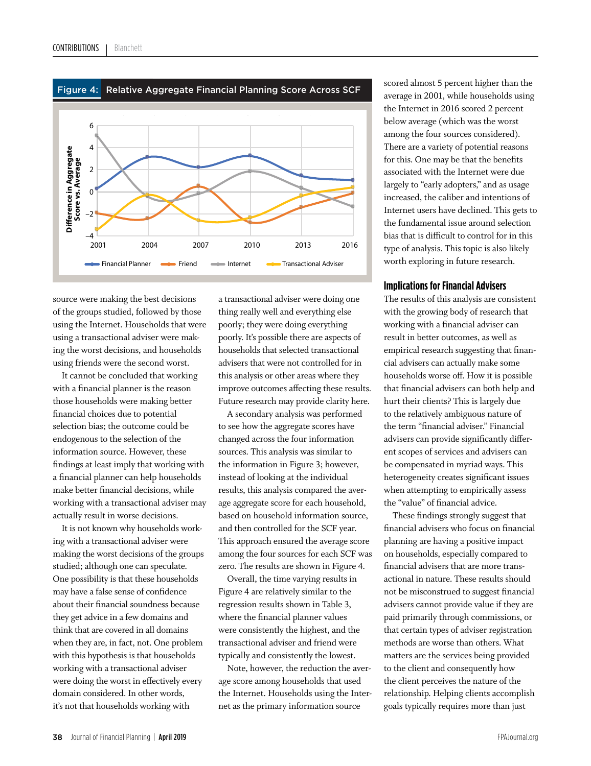**Figure 4: Relative Aggregate Financial Planning Score Across SCF**

Difference in Aggregate Score vs. Average

6
4
2
0
−2
−4

2001 2004 2007 2010 2013 2016

Financial Planner, Friend, Internet, Transactional Adviser

source were making the best decisions of the groups studied, followed by those using the Internet. Households that were using a transactional adviser were making the worst decisions, and households using friends were the second worst.

It cannot be concluded that working with a financial planner is the reason those households were making better financial choices due to potential selection bias; the outcome could be endogenous to the selection of the information source. However, these findings at least imply that working with a financial planner can help households make better financial decisions, while working with a transactional adviser may actually result in worse decisions.

It is not known why households working with a transactional adviser were making the worst decisions of the groups studied; although one can speculate. One possibility is that these households may have a false sense of confidence about their financial soundness because they get advice in a few domains and think that are covered in all domains when they are, in fact, not. One problem with this hypothesis is that households working with a transactional adviser were doing the worst in effectively every domain considered. In other words, it's not that households working with a transactional adviser were doing one thing really well and everything else poorly; they were doing everything poorly. It's possible there are aspects of households that selected transactional advisers that were not controlled for in this analysis or other areas where they improve outcomes affecting these results. Future research may provide clarity here.

A secondary analysis was performed to see how the aggregate scores have changed across the four information sources. This analysis was similar to the information in Figure 3; however, instead of looking at the individual results, this analysis compared the average aggregate score for each household, based on household information source, and then controlled for the SCF year. This approach ensured the average score among the four sources for each SCF was zero. The results are shown in Figure 4.

Overall, the time varying results in Figure 4 are relatively similar to the regression results shown in Table 3, where the financial planner values were consistently the highest, and the transactional adviser and friend were typically and consistently the lowest.

Note, however, the reduction the average score among households that used the Internet. Households using the Internet as the primary information source scored almost 5 percent higher than the average in 2001, while households using the Internet in 2016 scored 2 percent below average (which was the worst among the four sources considered). There are a variety of potential reasons for this. One may be that the benefits associated with the Internet were due largely to "early adopters," and as usage increased, the caliber and intentions of Internet users have declined. This gets to the fundamental issue around selection bias that is difficult to control for in this type of analysis. This topic is also likely worth exploring in future research.

## Implications for Financial Advisers

The results of this analysis are consistent with the growing body of research that working with a financial adviser can result in better outcomes, as well as empirical research suggesting that financial advisers can actually make some households worse off. How it is possible that financial advisers can both help and hurt their clients? This is largely due to the relatively ambiguous nature of the term "financial adviser." Financial advisers can provide significantly different scopes of services and advisers can be compensated in myriad ways. This heterogeneity creates significant issues when attempting to empirically assess the "value" of financial advice.

These findings strongly suggest that financial advisers who focus on financial planning are having a positive impact on households, especially compared to financial advisers that are more transactional in nature. These results should not be misconstrued to suggest financial advisers cannot provide value if they are paid primarily through commissions, or that certain types of adviser registration methods are worse than others. What matters are the services being provided to the client and consequently how the client perceives the nature of the relationship. Helping clients accomplish goals typically requires more than just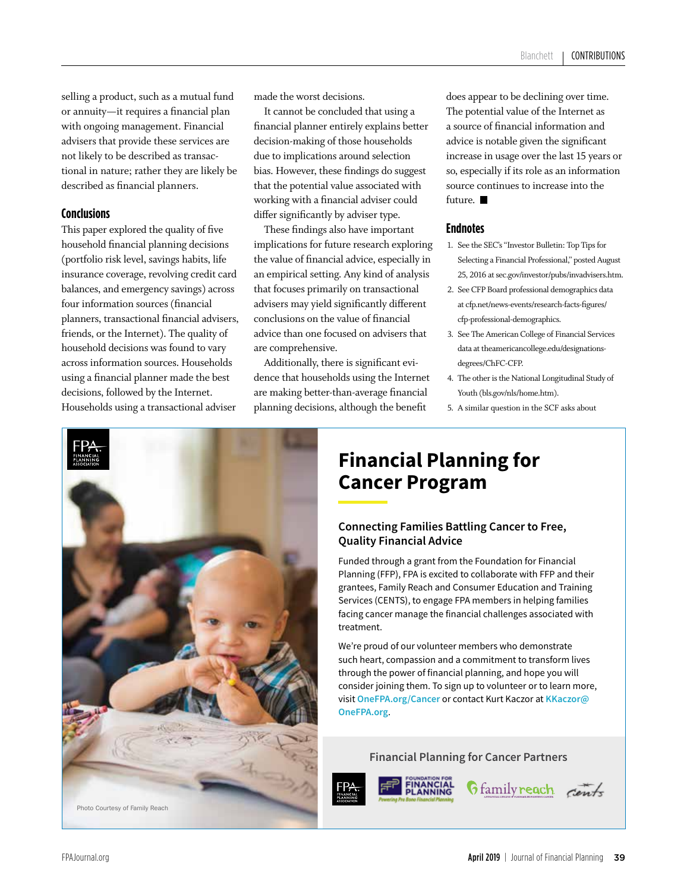selling a product, such as a mutual fund or annuity—it requires a financial plan with ongoing management. Financial advisers that provide these services are not likely to be described as transactional in nature; rather they are likely be described as financial planners.

## Conclusions

This paper explored the quality of five household financial planning decisions (portfolio risk level, savings habits, life insurance coverage, revolving credit card balances, and emergency savings) across four information sources (financial planners, transactional financial advisers, friends, or the Internet). The quality of household decisions was found to vary across information sources. Households using a financial planner made the best decisions, followed by the Internet. Households using a transactional adviser made the worst decisions.

It cannot be concluded that using a financial planner entirely explains better decision-making of those households due to implications around selection bias. However, these findings do suggest that the potential value associated with working with a financial adviser could differ significantly by adviser type.

These findings also have important implications for future research exploring the value of financial advice, especially in an empirical setting. Any kind of analysis that focuses primarily on transactional advisers may yield significantly different conclusions on the value of financial advice than one focused on advisers that are comprehensive.

Additionally, there is significant evidence that households using the Internet are making better-than-average financial planning decisions, although the benefit does appear to be declining over time. The potential value of the Internet as a source of financial information and advice is notable given the significant increase in usage over the last 15 years or so, especially if its role as an information source continues to increase into the future. ■

## Endnotes

1. See the SEC's "Investor Bulletin: Top Tips for Selecting a Financial Professional," posted August 25, 2016 at sec.gov/investor/pubs/invadvisers.htm.
2. See CFP Board professional demographics data at cfp.net/news-events/research-facts-figures/cfp-professional-demographics.
3. See The American College of Financial Services data at theamericancollege.edu/designations-degrees/ChFC-CFP.
4. The other is the National Longitudinal Study of Youth (bls.gov/nls/home.htm).
5. A similar question in the SCF asks about

---

# Financial Planning for Cancer Program

### Connecting Families Battling Cancer to Free, Quality Financial Advice

Funded through a grant from the Foundation for Financial Planning (FFP), FPA is excited to collaborate with FFP and their grantees, Family Reach and Consumer Education and Training Services (CENTS), to engage FPA members in helping families facing cancer manage the financial challenges associated with treatment.

We're proud of our volunteer members who demonstrate such heart, compassion and a commitment to transform lives through the power of financial planning, and hope you will consider joining them. To sign up to volunteer or to learn more, visit OneFPA.org/Cancer or contact Kurt Kaczor at KKaczor@OneFPA.org.

**Financial Planning for Cancer Partners**

Photo Courtesy of Family Reach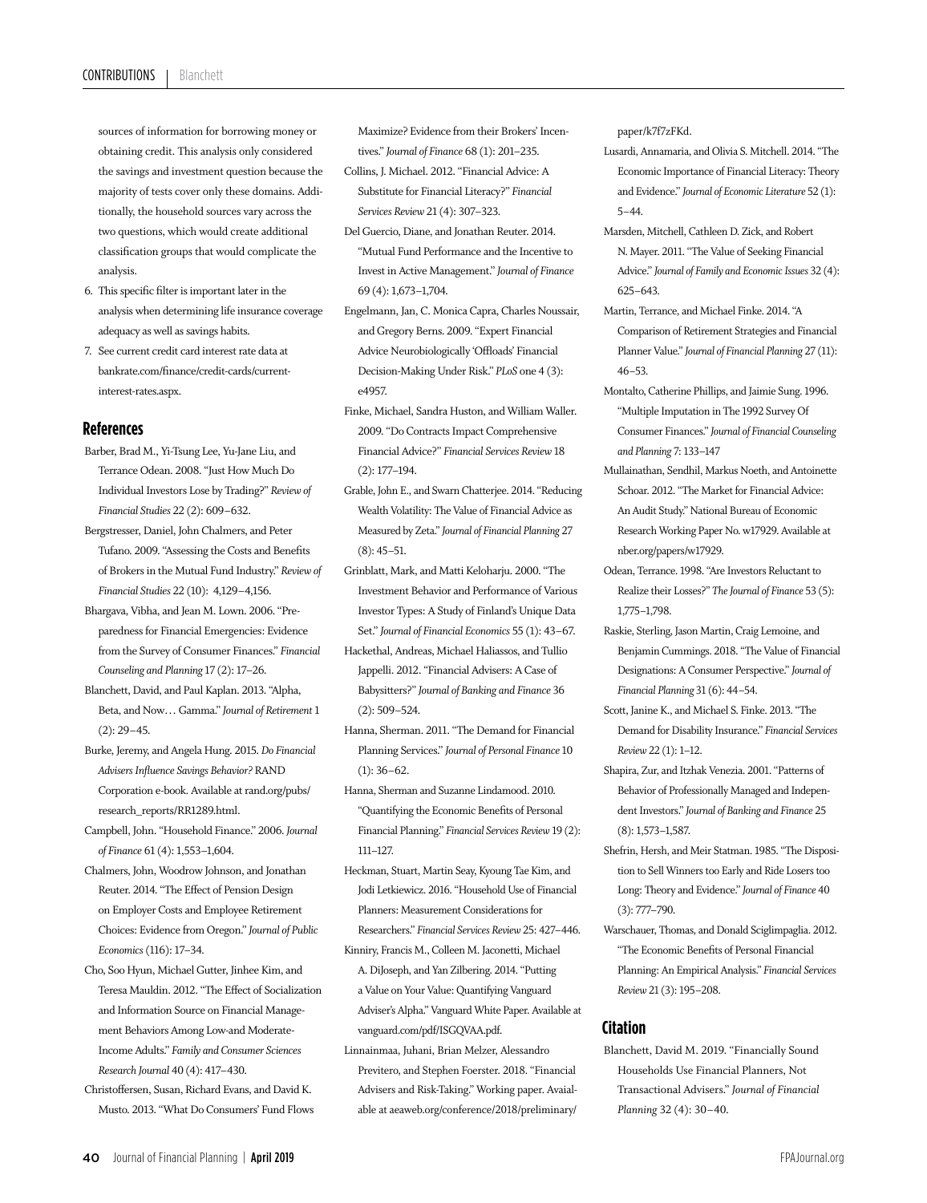sources of information for borrowing money or obtaining credit. This analysis only considered the savings and investment question because the majority of tests cover only these domains. Additionally, the household sources vary across the two questions, which would create additional classification groups that would complicate the analysis.

6. This specific filter is important later in the analysis when determining life insurance coverage adequacy as well as savings habits.
7. See current credit card interest rate data at bankrate.com/finance/credit-cards/current-interest-rates.aspx.

## References

Barber, Brad M., Yi-Tsung Lee, Yu-Jane Liu, and Terrance Odean. 2008. "Just How Much Do Individual Investors Lose by Trading?" *Review of Financial Studies* 22 (2): 609–632.

Bergstresser, Daniel, John Chalmers, and Peter Tufano. 2009. "Assessing the Costs and Benefits of Brokers in the Mutual Fund Industry." *Review of Financial Studies* 22 (10): 4,129–4,156.

Bhargava, Vibha, and Jean M. Lown. 2006. "Preparedness for Financial Emergencies: Evidence from the Survey of Consumer Finances." *Financial Counseling and Planning* 17 (2): 17–26.

Blanchett, David, and Paul Kaplan. 2013. "Alpha, Beta, and Now… Gamma." *Journal of Retirement* 1 (2): 29–45.

Burke, Jeremy, and Angela Hung. 2015. *Do Financial Advisers Influence Savings Behavior?* RAND Corporation e-book. Available at rand.org/pubs/research_reports/RR1289.html.

Campbell, John. "Household Finance." 2006. *Journal of Finance* 61 (4): 1,553–1,604.

Chalmers, John, Woodrow Johnson, and Jonathan Reuter. 2014. "The Effect of Pension Design on Employer Costs and Employee Retirement Choices: Evidence from Oregon." *Journal of Public Economics* (116): 17–34.

Cho, Soo Hyun, Michael Gutter, Jinhee Kim, and Teresa Mauldin. 2012. "The Effect of Socialization and Information Source on Financial Management Behaviors Among Low-and Moderate-Income Adults." *Family and Consumer Sciences Research Journal* 40 (4): 417–430.

Christoffersen, Susan, Richard Evans, and David K. Musto. 2013. "What Do Consumers' Fund Flows Maximize? Evidence from their Brokers' Incentives." *Journal of Finance* 68 (1): 201–235.

Collins, J. Michael. 2012. "Financial Advice: A Substitute for Financial Literacy?" *Financial Services Review* 21 (4): 307–323.

Del Guercio, Diane, and Jonathan Reuter. 2014. "Mutual Fund Performance and the Incentive to Invest in Active Management." *Journal of Finance* 69 (4): 1,673–1,704.

Engelmann, Jan, C. Monica Capra, Charles Noussair, and Gregory Berns. 2009. "Expert Financial Advice Neurobiologically 'Offloads' Financial Decision-Making Under Risk." *PLoS* one 4 (3): e4957.

Finke, Michael, Sandra Huston, and William Waller. 2009. "Do Contracts Impact Comprehensive Financial Advice?" *Financial Services Review* 18 (2): 177–194.

Grable, John E., and Swarn Chatterjee. 2014. "Reducing Wealth Volatility: The Value of Financial Advice as Measured by Zeta." *Journal of Financial Planning* 27 (8): 45–51.

Grinblatt, Mark, and Matti Keloharju. 2000. "The Investment Behavior and Performance of Various Investor Types: A Study of Finland's Unique Data Set." *Journal of Financial Economics* 55 (1): 43–67.

Hackethal, Andreas, Michael Haliassos, and Tullio Jappelli. 2012. "Financial Advisers: A Case of Babysitters?" *Journal of Banking and Finance* 36 (2): 509–524.

Hanna, Sherman. 2011. "The Demand for Financial Planning Services." *Journal of Personal Finance* 10 (1): 36–62.

Hanna, Sherman and Suzanne Lindamood. 2010. "Quantifying the Economic Benefits of Personal Financial Planning." *Financial Services Review* 19 (2): 111–127.

Heckman, Stuart, Martin Seay, Kyoung Tae Kim, and Jodi Letkiewicz. 2016. "Household Use of Financial Planners: Measurement Considerations for Researchers." *Financial Services Review* 25: 427–446.

Kinniry, Francis M., Colleen M. Jaconetti, Michael A. DiJoseph, and Yan Zilbering. 2014. "Putting a Value on Your Value: Quantifying Vanguard Adviser's Alpha." Vanguard White Paper. Available at vanguard.com/pdf/ISGQVAA.pdf.

Linnainmaa, Juhani, Brian Melzer, Alessandro Previtero, and Stephen Foerster. 2018. "Financial Advisers and Risk-Taking." Working paper. Avaialable at aeaweb.org/conference/2018/preliminary/paper/k7f7zFKd.

Lusardi, Annamaria, and Olivia S. Mitchell. 2014. "The Economic Importance of Financial Literacy: Theory and Evidence." *Journal of Economic Literature* 52 (1): 5–44.

Marsden, Mitchell, Cathleen D. Zick, and Robert N. Mayer. 2011. "The Value of Seeking Financial Advice." *Journal of Family and Economic Issues* 32 (4): 625–643.

Martin, Terrance, and Michael Finke. 2014. "A Comparison of Retirement Strategies and Financial Planner Value." *Journal of Financial Planning* 27 (11): 46–53.

Montalto, Catherine Phillips, and Jaimie Sung. 1996. "Multiple Imputation in The 1992 Survey Of Consumer Finances." *Journal of Financial Counseling and Planning* 7: 133–147

Mullainathan, Sendhil, Markus Noeth, and Antoinette Schoar. 2012. "The Market for Financial Advice: An Audit Study." National Bureau of Economic Research Working Paper No. w17929. Available at nber.org/papers/w17929.

Odean, Terrance. 1998. "Are Investors Reluctant to Realize their Losses?" *The Journal of Finance* 53 (5): 1,775–1,798.

Raskie, Sterling, Jason Martin, Craig Lemoine, and Benjamin Cummings. 2018. "The Value of Financial Designations: A Consumer Perspective." *Journal of Financial Planning* 31 (6): 44–54.

Scott, Janine K., and Michael S. Finke. 2013. "The Demand for Disability Insurance." *Financial Services Review* 22 (1): 1–12.

Shapira, Zur, and Itzhak Venezia. 2001. "Patterns of Behavior of Professionally Managed and Independent Investors." *Journal of Banking and Finance* 25 (8): 1,573–1,587.

Shefrin, Hersh, and Meir Statman. 1985. "The Disposition to Sell Winners too Early and Ride Losers too Long: Theory and Evidence." *Journal of Finance* 40 (3): 777–790.

Warschauer, Thomas, and Donald Sciglimpaglia. 2012. "The Economic Benefits of Personal Financial Planning: An Empirical Analysis." *Financial Services Review* 21 (3): 195–208.

## Citation

Blanchett, David M. 2019. "Financially Sound Households Use Financial Planners, Not Transactional Advisers." *Journal of Financial Planning* 32 (4): 30–40.